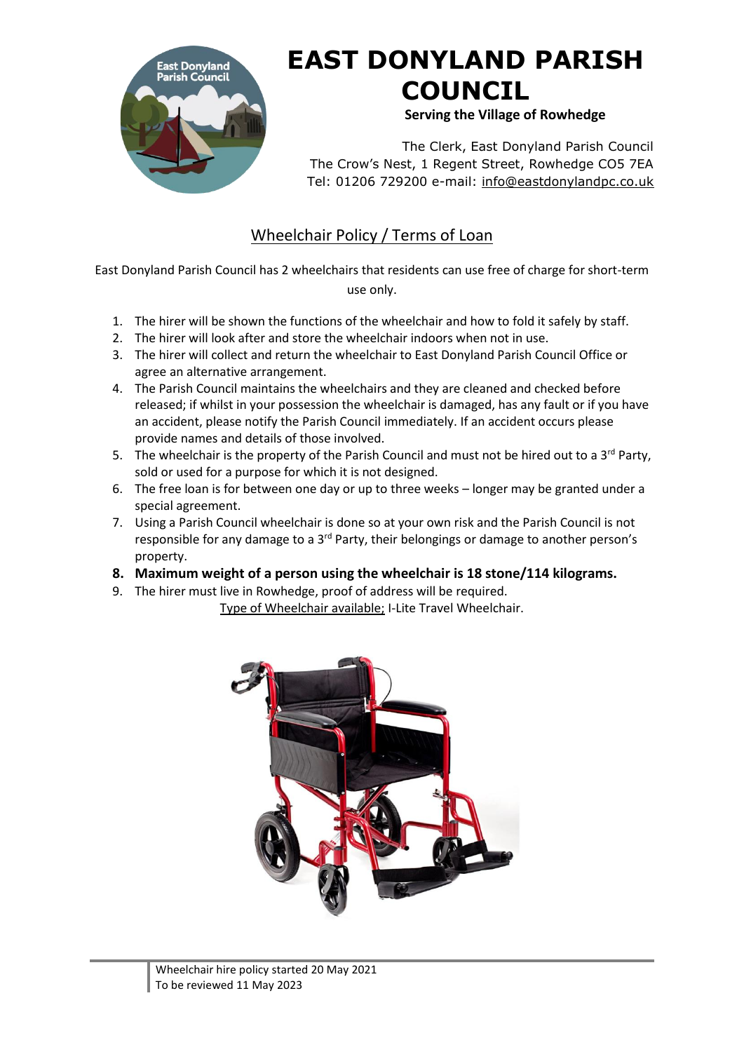# EAST DONYLAND PARISH COUNCIL

**Serving the Village of Rowhedge**

The Clerk, East Donyland Parish Council
The Crow's Nest, 1 Regent Street, Rowhedge CO5 7EA
Tel: 01206 729200 e-mail: info@eastdonylandpc.co.uk

## Wheelchair Policy / Terms of Loan

East Donyland Parish Council has 2 wheelchairs that residents can use free of charge for short-term use only.

1. The hirer will be shown the functions of the wheelchair and how to fold it safely by staff.
2. The hirer will look after and store the wheelchair indoors when not in use.
3. The hirer will collect and return the wheelchair to East Donyland Parish Council Office or agree an alternative arrangement.
4. The Parish Council maintains the wheelchairs and they are cleaned and checked before released; if whilst in your possession the wheelchair is damaged, has any fault or if you have an accident, please notify the Parish Council immediately. If an accident occurs please provide names and details of those involved.
5. The wheelchair is the property of the Parish Council and must not be hired out to a 3rd Party, sold or used for a purpose for which it is not designed.
6. The free loan is for between one day or up to three weeks – longer may be granted under a special agreement.
7. Using a Parish Council wheelchair is done so at your own risk and the Parish Council is not responsible for any damage to a 3rd Party, their belongings or damage to another person's property.
8. **Maximum weight of a person using the wheelchair is 18 stone/114 kilograms.**
9. The hirer must live in Rowhedge, proof of address will be required.

Type of Wheelchair available; I-Lite Travel Wheelchair.

Wheelchair hire policy started 20 May 2021
To be reviewed 11 May 2023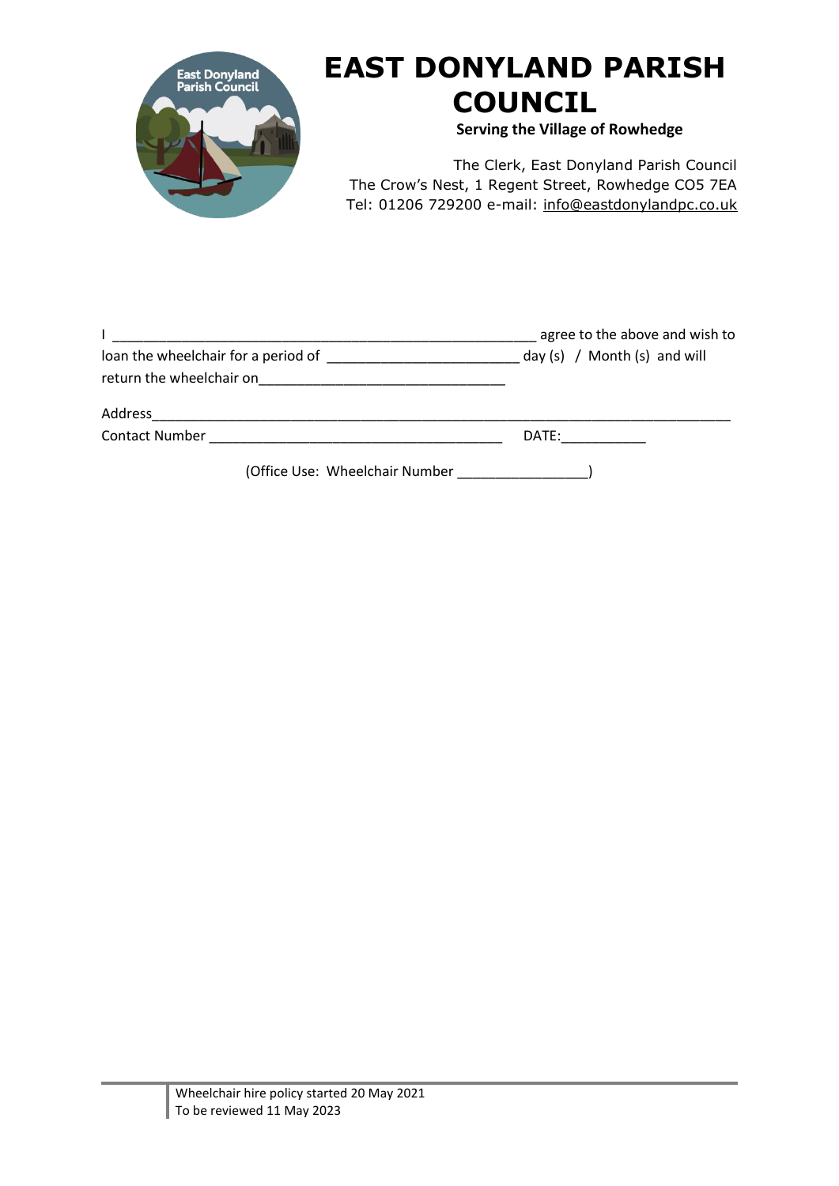# EAST DONYLAND PARISH COUNCIL

**Serving the Village of Rowhedge**

The Clerk, East Donyland Parish Council
The Crow's Nest, 1 Regent Street, Rowhedge CO5 7EA
Tel: 01206 729200 e-mail: info@eastdonylandpc.co.uk

I ______________________________________________________ agree to the above and wish to loan the wheelchair for a period of ________________________ day (s) / Month (s) and will return the wheelchair on_______________________________

Address_____________________________________________________________________________

Contact Number _____________________________________ DATE:___________

(Office Use: Wheelchair Number ________________)

Wheelchair hire policy started 20 May 2021
To be reviewed 11 May 2023